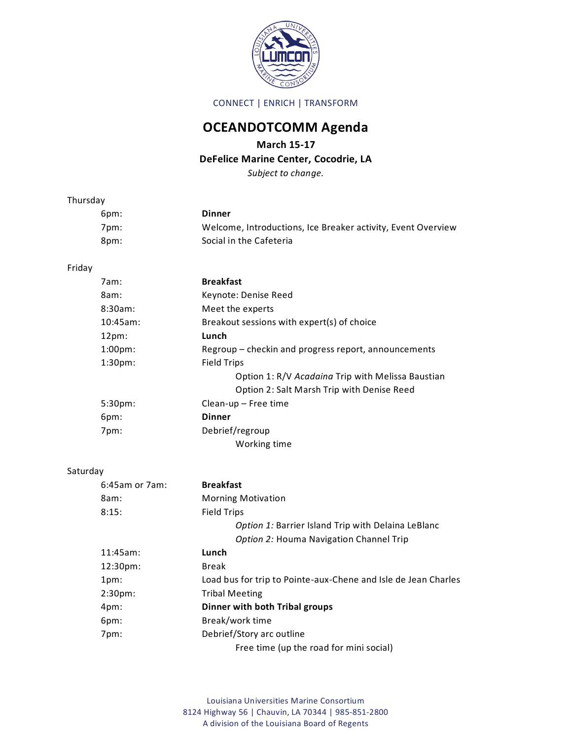CONNECT | ENRICH | TRANSFORM

# OCEANDOTCOMM Agenda

**March 15-17**

**DeFelice Marine Center, Cocodrie, LA**

*Subject to change.*

Thursday

| | |
|---|---|
| 6pm: | **Dinner** |
| 7pm: | Welcome, Introductions, Ice Breaker activity, Event Overview |
| 8pm: | Social in the Cafeteria |

Friday

| | |
|---|---|
| 7am: | **Breakfast** |
| 8am: | Keynote: Denise Reed |
| 8:30am: | Meet the experts |
| 10:45am: | Breakout sessions with expert(s) of choice |
| 12pm: | **Lunch** |
| 1:00pm: | Regroup – checkin and progress report, announcements |
| 1:30pm: | Field Trips |
| | Option 1: R/V *Acadaina* Trip with Melissa Baustian |
| | Option 2: Salt Marsh Trip with Denise Reed |
| 5:30pm: | Clean-up – Free time |
| 6pm: | **Dinner** |
| 7pm: | Debrief/regroup |
| | Working time |

Saturday

| | |
|---|---|
| 6:45am or 7am: | **Breakfast** |
| 8am: | Morning Motivation |
| 8:15: | Field Trips |
| | *Option 1:* Barrier Island Trip with Delaina LeBlanc |
| | *Option 2:* Houma Navigation Channel Trip |
| 11:45am: | **Lunch** |
| 12:30pm: | Break |
| 1pm: | Load bus for trip to Pointe-aux-Chene and Isle de Jean Charles |
| 2:30pm: | Tribal Meeting |
| 4pm: | **Dinner with both Tribal groups** |
| 6pm: | Break/work time |
| 7pm: | Debrief/Story arc outline |
| | Free time (up the road for mini social) |

Louisiana Universities Marine Consortium
8124 Highway 56 | Chauvin, LA 70344 | 985-851-2800
A division of the Louisiana Board of Regents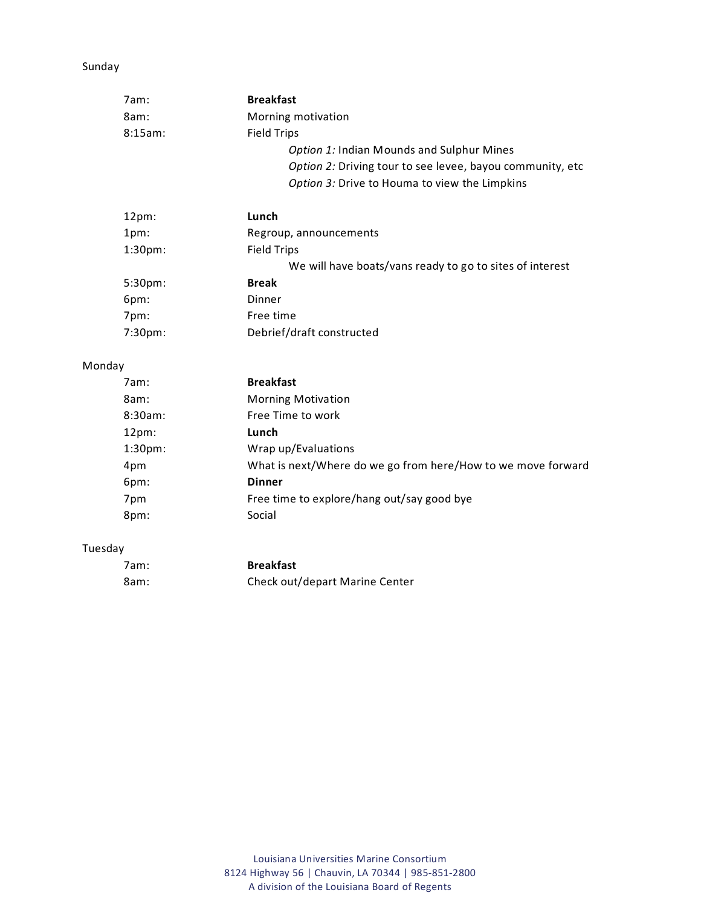Sunday

| | |
|---|---|
| 7am: | **Breakfast** |
| 8am: | Morning motivation |
| 8:15am: | Field Trips<br>*Option 1:* Indian Mounds and Sulphur Mines<br>*Option 2:* Driving tour to see levee, bayou community, etc<br>*Option 3:* Drive to Houma to view the Limpkins |
| 12pm: | **Lunch** |
| 1pm: | Regroup, announcements |
| 1:30pm: | Field Trips<br>We will have boats/vans ready to go to sites of interest |
| 5:30pm: | **Break** |
| 6pm: | Dinner |
| 7pm: | Free time |
| 7:30pm: | Debrief/draft constructed |

Monday

| | |
|---|---|
| 7am: | **Breakfast** |
| 8am: | Morning Motivation |
| 8:30am: | Free Time to work |
| 12pm: | **Lunch** |
| 1:30pm: | Wrap up/Evaluations |
| 4pm | What is next/Where do we go from here/How to we move forward |
| 6pm: | **Dinner** |
| 7pm | Free time to explore/hang out/say good bye |
| 8pm: | Social |

Tuesday

| | |
|---|---|
| 7am: | **Breakfast** |
| 8am: | Check out/depart Marine Center |

Louisiana Universities Marine Consortium
8124 Highway 56 | Chauvin, LA 70344 | 985-851-2800
A division of the Louisiana Board of Regents